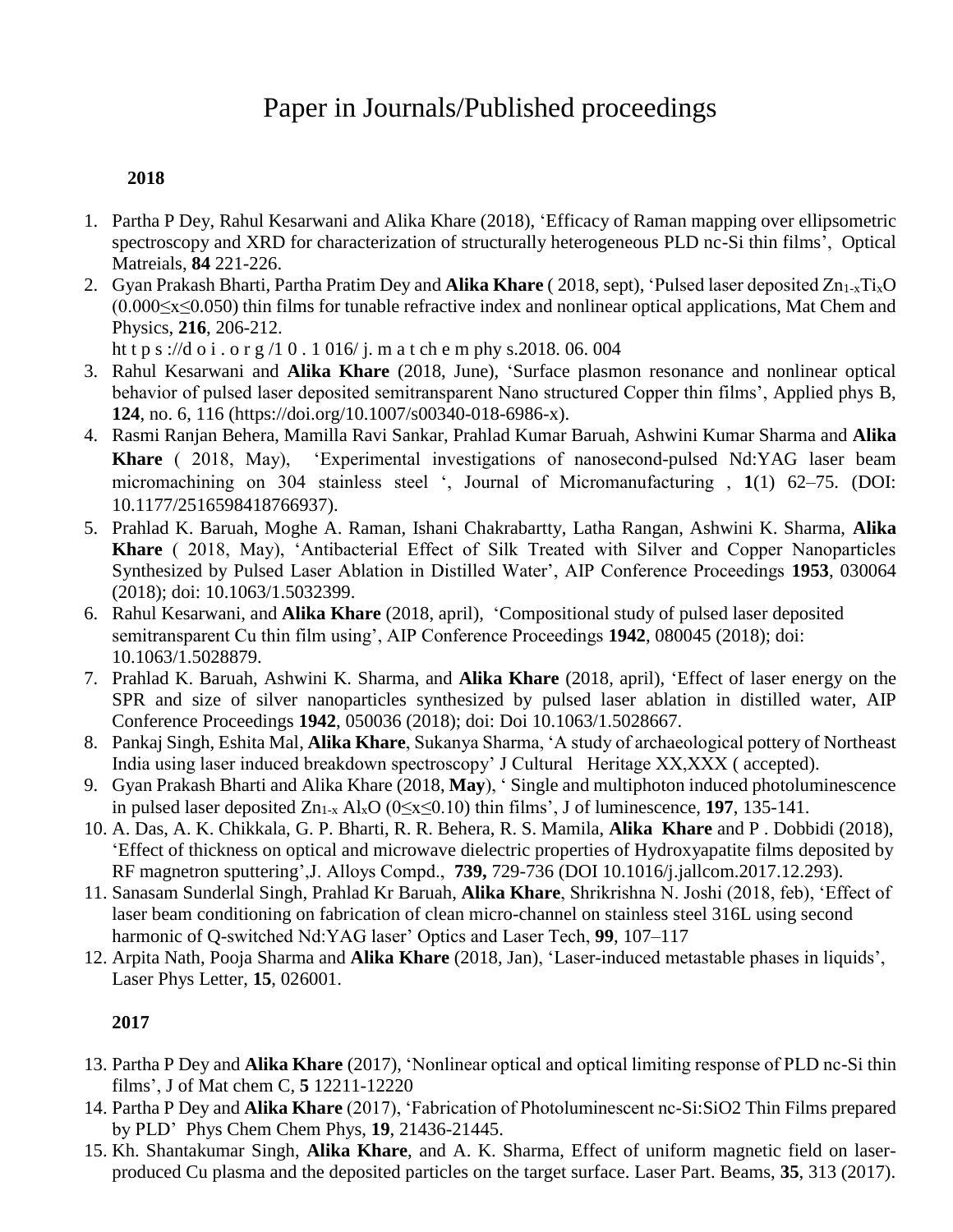# Paper in Journals/Published proceedings

**2018**

1. Partha P Dey, Rahul Kesarwani and Alika Khare (2018), 'Efficacy of Raman mapping over ellipsometric spectroscopy and XRD for characterization of structurally heterogeneous PLD nc-Si thin films', Optical Matreials, **84** 221-226.
2. Gyan Prakash Bharti, Partha Pratim Dey and **Alika Khare** ( 2018, sept), 'Pulsed laser deposited $Zn_{1-x}Ti_xO$ ($0.000 \leq x \leq 0.050$) thin films for tunable refractive index and nonlinear optical applications, Mat Chem and Physics, **216**, 206-212.
   ht t p s ://d o i . o r g /1 0 . 1 016/ j. m a t ch e m phy s.2018. 06. 004
3. Rahul Kesarwani and **Alika Khare** (2018, June), 'Surface plasmon resonance and nonlinear optical behavior of pulsed laser deposited semitransparent Nano structured Copper thin films', Applied phys B, **124**, no. 6, 116 (https://doi.org/10.1007/s00340-018-6986-x).
4. Rasmi Ranjan Behera, Mamilla Ravi Sankar, Prahlad Kumar Baruah, Ashwini Kumar Sharma and **Alika Khare** ( 2018, May), 'Experimental investigations of nanosecond-pulsed Nd:YAG laser beam micromachining on 304 stainless steel ', Journal of Micromanufacturing , **1**(1) 62–75. (DOI: 10.1177/2516598418766937).
5. Prahlad K. Baruah, Moghe A. Raman, Ishani Chakrabartty, Latha Rangan, Ashwini K. Sharma, **Alika Khare** ( 2018, May), 'Antibacterial Effect of Silk Treated with Silver and Copper Nanoparticles Synthesized by Pulsed Laser Ablation in Distilled Water', AIP Conference Proceedings **1953**, 030064 (2018); doi: 10.1063/1.5032399.
6. Rahul Kesarwani, and **Alika Khare** (2018, april), 'Compositional study of pulsed laser deposited semitransparent Cu thin film using', AIP Conference Proceedings **1942**, 080045 (2018); doi: 10.1063/1.5028879.
7. Prahlad K. Baruah, Ashwini K. Sharma, and **Alika Khare** (2018, april), 'Effect of laser energy on the SPR and size of silver nanoparticles synthesized by pulsed laser ablation in distilled water, AIP Conference Proceedings **1942**, 050036 (2018); doi: Doi 10.1063/1.5028667.
8. Pankaj Singh, Eshita Mal, **Alika Khare**, Sukanya Sharma, 'A study of archaeological pottery of Northeast India using laser induced breakdown spectroscopy' J Cultural Heritage XX,XXX ( accepted).
9. Gyan Prakash Bharti and Alika Khare (2018, **May**), ' Single and multiphoton induced photoluminescence in pulsed laser deposited $Zn_{1-x}Al_xO$ ($0 \leq x \leq 0.10$) thin films', J of luminescence, **197**, 135-141.
10. A. Das, A. K. Chikkala, G. P. Bharti, R. R. Behera, R. S. Mamila, **Alika Khare** and P . Dobbidi (2018), 'Effect of thickness on optical and microwave dielectric properties of Hydroxyapatite films deposited by RF magnetron sputtering',J. Alloys Compd., **739,** 729-736 (DOI 10.1016/j.jallcom.2017.12.293).
11. Sanasam Sunderlal Singh, Prahlad Kr Baruah, **Alika Khare**, Shrikrishna N. Joshi (2018, feb), 'Effect of laser beam conditioning on fabrication of clean micro-channel on stainless steel 316L using second harmonic of Q-switched Nd:YAG laser' Optics and Laser Tech, **99**, 107–117
12. Arpita Nath, Pooja Sharma and **Alika Khare** (2018, Jan), 'Laser-induced metastable phases in liquids', Laser Phys Letter, **15**, 026001.

**2017**

13. Partha P Dey and **Alika Khare** (2017), 'Nonlinear optical and optical limiting response of PLD nc-Si thin films', J of Mat chem C, **5** 12211-12220
14. Partha P Dey and **Alika Khare** (2017), 'Fabrication of Photoluminescent nc-Si:SiO2 Thin Films prepared by PLD' Phys Chem Chem Phys, **19**, 21436-21445.
15. Kh. Shantakumar Singh, **Alika Khare**, and A. K. Sharma, Effect of uniform magnetic field on laser-produced Cu plasma and the deposited particles on the target surface. Laser Part. Beams, **35**, 313 (2017).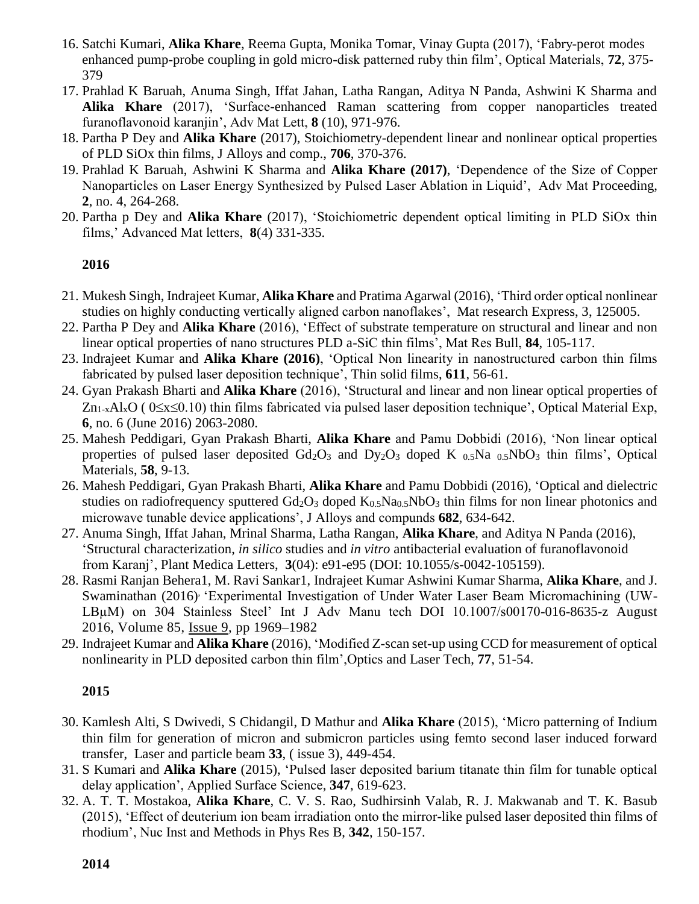16. Satchi Kumari, **Alika Khare**, Reema Gupta, Monika Tomar, Vinay Gupta (2017), 'Fabry-perot modes enhanced pump-probe coupling in gold micro-disk patterned ruby thin film', Optical Materials, **72**, 375-379
17. Prahlad K Baruah, Anuma Singh, Iffat Jahan, Latha Rangan, Aditya N Panda, Ashwini K Sharma and **Alika Khare** (2017), 'Surface-enhanced Raman scattering from copper nanoparticles treated furanoflavonoid karanjin', Adv Mat Lett, **8** (10), 971-976.
18. Partha P Dey and **Alika Khare** (2017), Stoichiometry-dependent linear and nonlinear optical properties of PLD SiOx thin films, J Alloys and comp., **706**, 370-376.
19. Prahlad K Baruah, Ashwini K Sharma and **Alika Khare (2017)**, 'Dependence of the Size of Copper Nanoparticles on Laser Energy Synthesized by Pulsed Laser Ablation in Liquid', Adv Mat Proceeding, **2**, no. 4, 264-268.
20. Partha p Dey and **Alika Khare** (2017), 'Stoichiometric dependent optical limiting in PLD SiOx thin films,' Advanced Mat letters, **8**(4) 331-335.

**2016**

21. Mukesh Singh, Indrajeet Kumar, **Alika Khare** and Pratima Agarwal (2016), 'Third order optical nonlinear studies on highly conducting vertically aligned carbon nanoflakes', Mat research Express, 3, 125005.
22. Partha P Dey and **Alika Khare** (2016), 'Effect of substrate temperature on structural and linear and non linear optical properties of nano structures PLD a-SiC thin films', Mat Res Bull, **84**, 105-117.
23. Indrajeet Kumar and **Alika Khare (2016)**, 'Optical Non linearity in nanostructured carbon thin films fabricated by pulsed laser deposition technique', Thin solid films, **611**, 56-61.
24. Gyan Prakash Bharti and **Alika Khare** (2016), 'Structural and linear and non linear optical properties of $Zn_{1-x}Al_xO$ ( $0 \leq x \leq 0.10$) thin films fabricated via pulsed laser deposition technique', Optical Material Exp, **6**, no. 6 (June 2016) 2063-2080.
25. Mahesh Peddigari, Gyan Prakash Bharti, **Alika Khare** and Pamu Dobbidi (2016), 'Non linear optical properties of pulsed laser deposited $Gd_2O_3$ and $Dy_2O_3$ doped $K_{0.5}Na_{0.5}NbO_3$ thin films', Optical Materials, **58**, 9-13.
26. Mahesh Peddigari, Gyan Prakash Bharti, **Alika Khare** and Pamu Dobbidi (2016), 'Optical and dielectric studies on radiofrequency sputtered $Gd_2O_3$ doped $K_{0.5}Na_{0.5}NbO_3$ thin films for non linear photonics and microwave tunable device applications', J Alloys and compunds **682**, 634-642.
27. Anuma Singh, Iffat Jahan, Mrinal Sharma, Latha Rangan, **Alika Khare**, and Aditya N Panda (2016), 'Structural characterization, *in silico* studies and *in vitro* antibacterial evaluation of furanoflavonoid from Karanj', Plant Medica Letters, **3**(04): e91-e95 (DOI: 10.1055/s-0042-105159).
28. Rasmi Ranjan Behera1, M. Ravi Sankar1, Indrajeet Kumar Ashwini Kumar Sharma, **Alika Khare**, and J. Swaminathan (2016), 'Experimental Investigation of Under Water Laser Beam Micromachining (UW-LBμM) on 304 Stainless Steel' Int J Adv Manu tech DOI 10.1007/s00170-016-8635-z August 2016, Volume 85, Issue 9, pp 1969–1982
29. Indrajeet Kumar and **Alika Khare** (2016), 'Modified Z-scan set-up using CCD for measurement of optical nonlinearity in PLD deposited carbon thin film',Optics and Laser Tech, **77**, 51-54.

**2015**

30. Kamlesh Alti, S Dwivedi, S Chidangil, D Mathur and **Alika Khare** (2015), 'Micro patterning of Indium thin film for generation of micron and submicron particles using femto second laser induced forward transfer, Laser and particle beam **33**, ( issue 3), 449-454.
31. S Kumari and **Alika Khare** (2015), 'Pulsed laser deposited barium titanate thin film for tunable optical delay application', Applied Surface Science, **347**, 619-623.
32. A. T. T. Mostakoa, **Alika Khare**, C. V. S. Rao, Sudhirsinh Valab, R. J. Makwanab and T. K. Basub (2015), 'Effect of deuterium ion beam irradiation onto the mirror-like pulsed laser deposited thin films of rhodium', Nuc Inst and Methods in Phys Res B, **342**, 150-157.

**2014**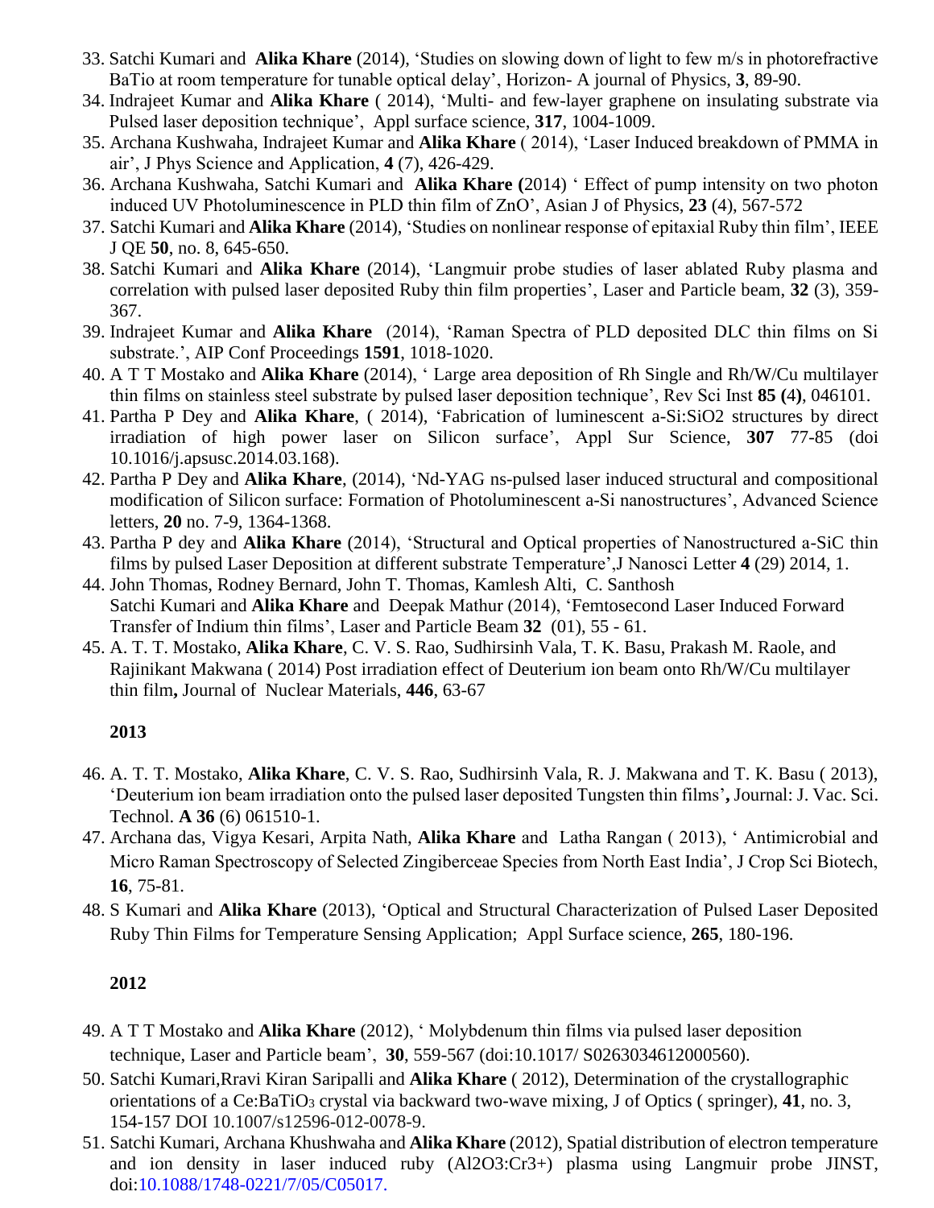33. Satchi Kumari and **Alika Khare** (2014), 'Studies on slowing down of light to few m/s in photorefractive BaTio at room temperature for tunable optical delay', Horizon- A journal of Physics, **3**, 89-90.
34. Indrajeet Kumar and **Alika Khare** ( 2014), 'Multi- and few-layer graphene on insulating substrate via Pulsed laser deposition technique', Appl surface science, **317**, 1004-1009.
35. Archana Kushwaha, Indrajeet Kumar and **Alika Khare** ( 2014), 'Laser Induced breakdown of PMMA in air', J Phys Science and Application, **4** (7), 426-429.
36. Archana Kushwaha, Satchi Kumari and **Alika Khare (**2014) ' Effect of pump intensity on two photon induced UV Photoluminescence in PLD thin film of ZnO', Asian J of Physics, **23** (4), 567-572
37. Satchi Kumari and **Alika Khare** (2014), 'Studies on nonlinear response of epitaxial Ruby thin film', IEEE J QE **50**, no. 8, 645-650.
38. Satchi Kumari and **Alika Khare** (2014), 'Langmuir probe studies of laser ablated Ruby plasma and correlation with pulsed laser deposited Ruby thin film properties', Laser and Particle beam, **32** (3), 359-367.
39. Indrajeet Kumar and **Alika Khare** (2014), 'Raman Spectra of PLD deposited DLC thin films on Si substrate.', AIP Conf Proceedings **1591**, 1018-1020.
40. A T T Mostako and **Alika Khare** (2014), ' Large area deposition of Rh Single and Rh/W/Cu multilayer thin films on stainless steel substrate by pulsed laser deposition technique', Rev Sci Inst **85 (**4**)**, 046101.
41. Partha P Dey and **Alika Khare**, ( 2014), 'Fabrication of luminescent a-Si:SiO2 structures by direct irradiation of high power laser on Silicon surface', Appl Sur Science, **307** 77-85 (doi 10.1016/j.apsusc.2014.03.168).
42. Partha P Dey and **Alika Khare**, (2014), 'Nd-YAG ns-pulsed laser induced structural and compositional modification of Silicon surface: Formation of Photoluminescent a-Si nanostructures', Advanced Science letters, **20** no. 7-9, 1364-1368.
43. Partha P dey and **Alika Khare** (2014), 'Structural and Optical properties of Nanostructured a-SiC thin films by pulsed Laser Deposition at different substrate Temperature',J Nanosci Letter **4** (29) 2014, 1.
44. John Thomas, Rodney Bernard, John T. Thomas, Kamlesh Alti, C. Santhosh Satchi Kumari and **Alika Khare** and Deepak Mathur (2014), 'Femtosecond Laser Induced Forward Transfer of Indium thin films', Laser and Particle Beam **32** (01), 55 - 61.
45. A. T. T. Mostako, **Alika Khare**, C. V. S. Rao, Sudhirsinh Vala, T. K. Basu, Prakash M. Raole, and Rajinikant Makwana ( 2014) Post irradiation effect of Deuterium ion beam onto Rh/W/Cu multilayer thin film**,** Journal of Nuclear Materials, **446**, 63-67

**2013**

46. A. T. T. Mostako, **Alika Khare**, C. V. S. Rao, Sudhirsinh Vala, R. J. Makwana and T. K. Basu ( 2013), 'Deuterium ion beam irradiation onto the pulsed laser deposited Tungsten thin films'**,** Journal: J. Vac. Sci. Technol. **A 36** (6) 061510-1.
47. Archana das, Vigya Kesari, Arpita Nath, **Alika Khare** and Latha Rangan ( 2013), ' Antimicrobial and Micro Raman Spectroscopy of Selected Zingiberceae Species from North East India', J Crop Sci Biotech, **16**, 75-81.
48. S Kumari and **Alika Khare** (2013), 'Optical and Structural Characterization of Pulsed Laser Deposited Ruby Thin Films for Temperature Sensing Application; Appl Surface science, **265**, 180-196.

**2012**

49. A T T Mostako and **Alika Khare** (2012), ' Molybdenum thin films via pulsed laser deposition technique, Laser and Particle beam', **30**, 559-567 (doi:10.1017/ S0263034612000560).
50. Satchi Kumari,Rravi Kiran Saripalli and **Alika Khare** ( 2012), Determination of the crystallographic orientations of a Ce:$BaTiO_3$ crystal via backward two-wave mixing, J of Optics ( springer), **41**, no. 3, 154-157 DOI 10.1007/s12596-012-0078-9.
51. Satchi Kumari, Archana Khushwaha and **Alika Khare** (2012), Spatial distribution of electron temperature and ion density in laser induced ruby (Al2O3:Cr3+) plasma using Langmuir probe JINST, doi:10.1088/1748-0221/7/05/C05017.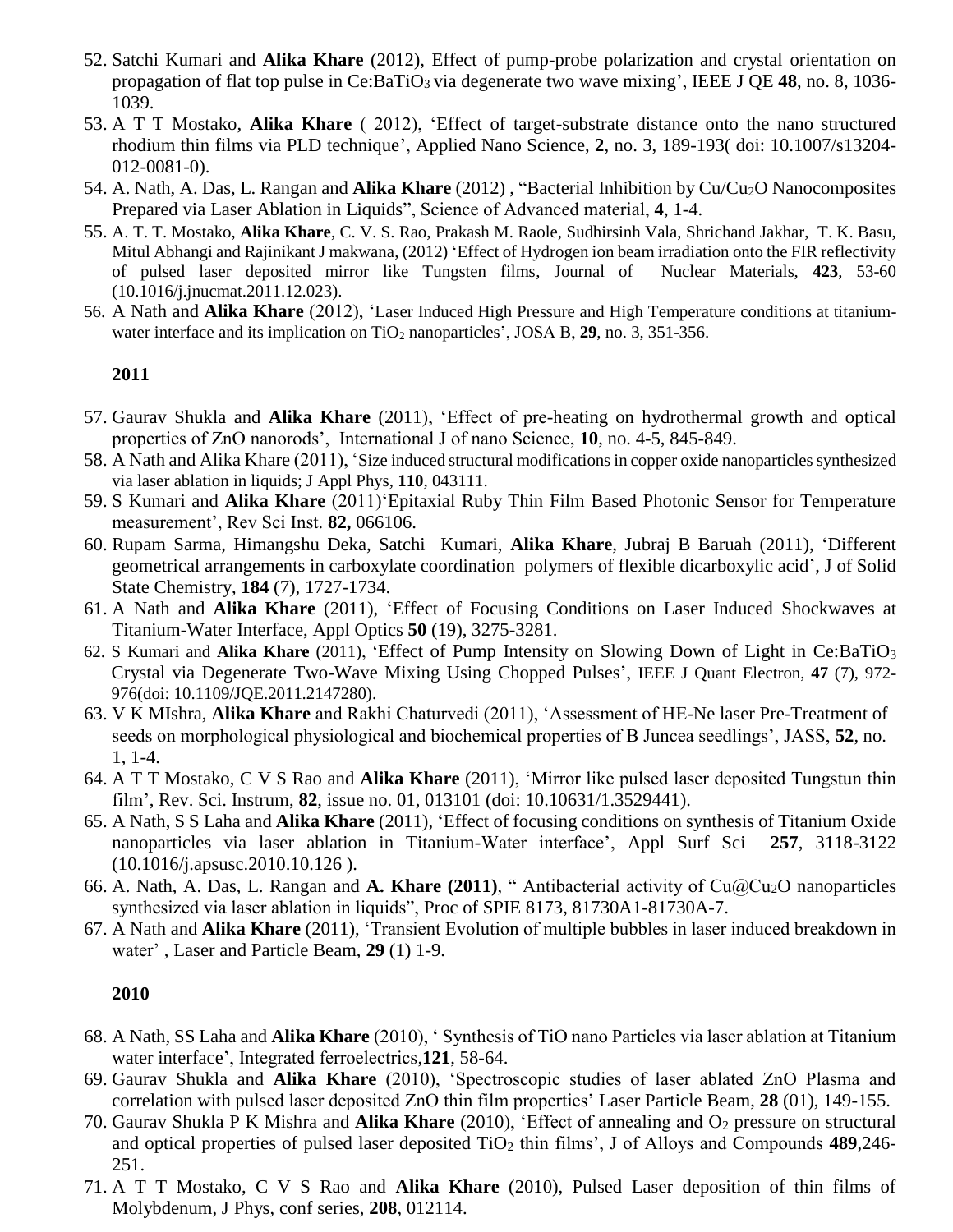52. Satchi Kumari and **Alika Khare** (2012), Effect of pump-probe polarization and crystal orientation on propagation of flat top pulse in Ce:$BaTiO_3$ via degenerate two wave mixing', IEEE J QE **48**, no. 8, 1036-1039.
53. A T T Mostako, **Alika Khare** ( 2012), 'Effect of target-substrate distance onto the nano structured rhodium thin films via PLD technique', Applied Nano Science, **2**, no. 3, 189-193( doi: 10.1007/s13204-012-0081-0).
54. A. Nath, A. Das, L. Rangan and **Alika Khare** (2012) , "Bacterial Inhibition by Cu/$Cu_2O$ Nanocomposites Prepared via Laser Ablation in Liquids", Science of Advanced material, **4**, 1-4.
55. A. T. T. Mostako, **Alika Khare**, C. V. S. Rao, Prakash M. Raole, Sudhirsinh Vala, Shrichand Jakhar, T. K. Basu, Mitul Abhangi and Rajinikant J makwana, (2012) 'Effect of Hydrogen ion beam irradiation onto the FIR reflectivity of pulsed laser deposited mirror like Tungsten films, Journal of Nuclear Materials, **423**, 53-60 (10.1016/j.jnucmat.2011.12.023).
56. A Nath and **Alika Khare** (2012), 'Laser Induced High Pressure and High Temperature conditions at titanium-water interface and its implication on $TiO_2$ nanoparticles', JOSA B, **29**, no. 3, 351-356.

**2011**

57. Gaurav Shukla and **Alika Khare** (2011), 'Effect of pre-heating on hydrothermal growth and optical properties of ZnO nanorods', International J of nano Science, **10**, no. 4-5, 845-849.
58. A Nath and Alika Khare (2011), 'Size induced structural modifications in copper oxide nanoparticles synthesized via laser ablation in liquids; J Appl Phys, **110**, 043111.
59. S Kumari and **Alika Khare** (2011)'Epitaxial Ruby Thin Film Based Photonic Sensor for Temperature measurement', Rev Sci Inst. **82,** 066106.
60. Rupam Sarma, Himangshu Deka, Satchi Kumari, **Alika Khare**, Jubraj B Baruah (2011), 'Different geometrical arrangements in carboxylate coordination polymers of flexible dicarboxylic acid', J of Solid State Chemistry, **184** (7), 1727-1734.
61. A Nath and **Alika Khare** (2011), 'Effect of Focusing Conditions on Laser Induced Shockwaves at Titanium-Water Interface, Appl Optics **50** (19), 3275-3281.
62. S Kumari and **Alika Khare** (2011), 'Effect of Pump Intensity on Slowing Down of Light in Ce:$BaTiO_3$ Crystal via Degenerate Two-Wave Mixing Using Chopped Pulses', IEEE J Quant Electron, **47** (7), 972-976(doi: 10.1109/JQE.2011.2147280).
63. V K MIshra, **Alika Khare** and Rakhi Chaturvedi (2011), 'Assessment of HE-Ne laser Pre-Treatment of seeds on morphological physiological and biochemical properties of B Juncea seedlings', JASS, **52**, no. 1, 1-4.
64. A T T Mostako, C V S Rao and **Alika Khare** (2011), 'Mirror like pulsed laser deposited Tungstun thin film', Rev. Sci. Instrum, **82**, issue no. 01, 013101 (doi: 10.10631/1.3529441).
65. A Nath, S S Laha and **Alika Khare** (2011), 'Effect of focusing conditions on synthesis of Titanium Oxide nanoparticles via laser ablation in Titanium-Water interface', Appl Surf Sci **257**, 3118-3122 (10.1016/j.apsusc.2010.10.126 ).
66. A. Nath, A. Das, L. Rangan and **A. Khare (2011)**, " Antibacterial activity of Cu@$Cu_2O$ nanoparticles synthesized via laser ablation in liquids", Proc of SPIE 8173, 81730A1-81730A-7.
67. A Nath and **Alika Khare** (2011), 'Transient Evolution of multiple bubbles in laser induced breakdown in water' , Laser and Particle Beam, **29** (1) 1-9.

**2010**

68. A Nath, SS Laha and **Alika Khare** (2010), ' Synthesis of TiO nano Particles via laser ablation at Titanium water interface', Integrated ferroelectrics,**121**, 58-64.
69. Gaurav Shukla and **Alika Khare** (2010), 'Spectroscopic studies of laser ablated ZnO Plasma and correlation with pulsed laser deposited ZnO thin film properties' Laser Particle Beam, **28** (01), 149-155.
70. Gaurav Shukla P K Mishra and **Alika Khare** (2010), 'Effect of annealing and $O_2$ pressure on structural and optical properties of pulsed laser deposited $TiO_2$ thin films', J of Alloys and Compounds **489**,246-251.
71. A T T Mostako, C V S Rao and **Alika Khare** (2010), Pulsed Laser deposition of thin films of Molybdenum, J Phys, conf series, **208**, 012114.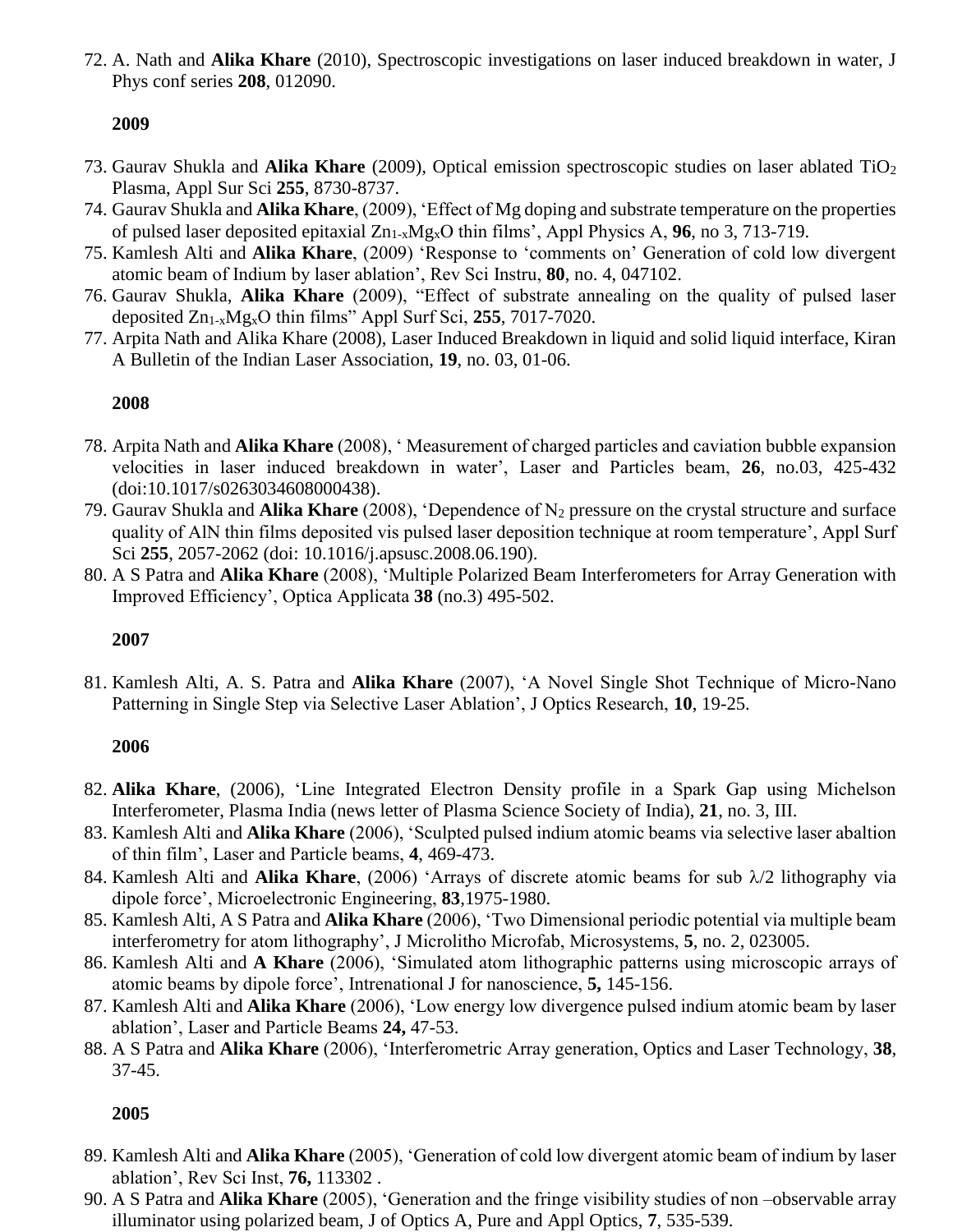72. A. Nath and **Alika Khare** (2010), Spectroscopic investigations on laser induced breakdown in water, J Phys conf series **208**, 012090.

**2009**

73. Gaurav Shukla and **Alika Khare** (2009), Optical emission spectroscopic studies on laser ablated $TiO_2$ Plasma, Appl Sur Sci **255**, 8730-8737.
74. Gaurav Shukla and **Alika Khare**, (2009), 'Effect of Mg doping and substrate temperature on the properties of pulsed laser deposited epitaxial $Zn_{1-x}Mg_xO$ thin films', Appl Physics A, **96**, no 3, 713-719.
75. Kamlesh Alti and **Alika Khare**, (2009) 'Response to 'comments on' Generation of cold low divergent atomic beam of Indium by laser ablation', Rev Sci Instru, **80**, no. 4, 047102.
76. Gaurav Shukla, **Alika Khare** (2009), "Effect of substrate annealing on the quality of pulsed laser deposited $Zn_{1-x}Mg_xO$ thin films" Appl Surf Sci, **255**, 7017-7020.
77. Arpita Nath and Alika Khare (2008), Laser Induced Breakdown in liquid and solid liquid interface, Kiran A Bulletin of the Indian Laser Association, **19**, no. 03, 01-06.

**2008**

78. Arpita Nath and **Alika Khare** (2008), ' Measurement of charged particles and caviation bubble expansion velocities in laser induced breakdown in water', Laser and Particles beam, **26**, no.03, 425-432 (doi:10.1017/s0263034608000438).
79. Gaurav Shukla and **Alika Khare** (2008), 'Dependence of $N_2$ pressure on the crystal structure and surface quality of AlN thin films deposited vis pulsed laser deposition technique at room temperature', Appl Surf Sci **255**, 2057-2062 (doi: 10.1016/j.apsusc.2008.06.190).
80. A S Patra and **Alika Khare** (2008), 'Multiple Polarized Beam Interferometers for Array Generation with Improved Efficiency', Optica Applicata **38** (no.3) 495-502.

**2007**

81. Kamlesh Alti, A. S. Patra and **Alika Khare** (2007), 'A Novel Single Shot Technique of Micro-Nano Patterning in Single Step via Selective Laser Ablation', J Optics Research, **10**, 19-25.

**2006**

82. **Alika Khare**, (2006), 'Line Integrated Electron Density profile in a Spark Gap using Michelson Interferometer, Plasma India (news letter of Plasma Science Society of India), **21**, no. 3, III.
83. Kamlesh Alti and **Alika Khare** (2006), 'Sculpted pulsed indium atomic beams via selective laser abaltion of thin film', Laser and Particle beams, **4**, 469-473.
84. Kamlesh Alti and **Alika Khare**, (2006) 'Arrays of discrete atomic beams for sub $\lambda/2$ lithography via dipole force', Microelectronic Engineering, **83**,1975-1980.
85. Kamlesh Alti, A S Patra and **Alika Khare** (2006), 'Two Dimensional periodic potential via multiple beam interferometry for atom lithography', J Microlitho Microfab, Microsystems, **5**, no. 2, 023005.
86. Kamlesh Alti and **A Khare** (2006), 'Simulated atom lithographic patterns using microscopic arrays of atomic beams by dipole force', Intrenational J for nanoscience, **5,** 145-156.
87. Kamlesh Alti and **Alika Khare** (2006), 'Low energy low divergence pulsed indium atomic beam by laser ablation', Laser and Particle Beams **24,** 47-53.
88. A S Patra and **Alika Khare** (2006), 'Interferometric Array generation, Optics and Laser Technology, **38**, 37-45.

**2005**

89. Kamlesh Alti and **Alika Khare** (2005), 'Generation of cold low divergent atomic beam of indium by laser ablation', Rev Sci Inst, **76,** 113302 .
90. A S Patra and **Alika Khare** (2005), 'Generation and the fringe visibility studies of non –observable array illuminator using polarized beam, J of Optics A, Pure and Appl Optics, **7**, 535-539.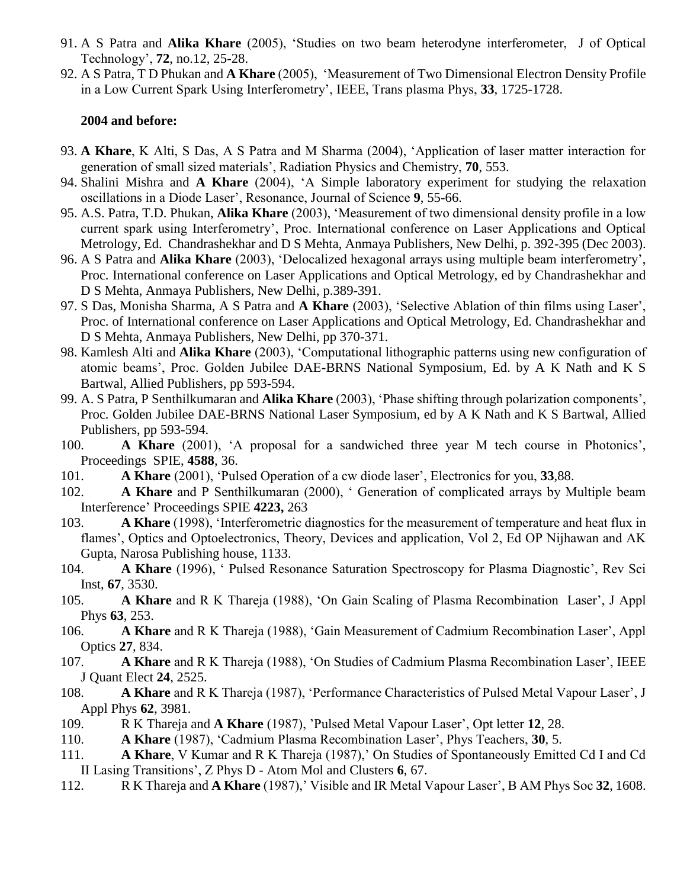91. A S Patra and **Alika Khare** (2005), 'Studies on two beam heterodyne interferometer, J of Optical Technology', **72**, no.12, 25-28.
92. A S Patra, T D Phukan and **A Khare** (2005), 'Measurement of Two Dimensional Electron Density Profile in a Low Current Spark Using Interferometry', IEEE, Trans plasma Phys, **33**, 1725-1728.

**2004 and before:**

93. **A Khare**, K Alti, S Das, A S Patra and M Sharma (2004), 'Application of laser matter interaction for generation of small sized materials', Radiation Physics and Chemistry, **70**, 553.
94. Shalini Mishra and **A Khare** (2004), 'A Simple laboratory experiment for studying the relaxation oscillations in a Diode Laser', Resonance, Journal of Science **9**, 55-66.
95. A.S. Patra, T.D. Phukan, **Alika Khare** (2003), 'Measurement of two dimensional density profile in a low current spark using Interferometry', Proc. International conference on Laser Applications and Optical Metrology, Ed. Chandrashekhar and D S Mehta, Anmaya Publishers, New Delhi, p. 392-395 (Dec 2003).
96. A S Patra and **Alika Khare** (2003), 'Delocalized hexagonal arrays using multiple beam interferometry', Proc. International conference on Laser Applications and Optical Metrology, ed by Chandrashekhar and D S Mehta, Anmaya Publishers, New Delhi, p.389-391.
97. S Das, Monisha Sharma, A S Patra and **A Khare** (2003), 'Selective Ablation of thin films using Laser', Proc. of International conference on Laser Applications and Optical Metrology, Ed. Chandrashekhar and D S Mehta, Anmaya Publishers, New Delhi, pp 370-371.
98. Kamlesh Alti and **Alika Khare** (2003), 'Computational lithographic patterns using new configuration of atomic beams', Proc. Golden Jubilee DAE-BRNS National Symposium, Ed. by A K Nath and K S Bartwal, Allied Publishers, pp 593-594.
99. A. S Patra, P Senthilkumaran and **Alika Khare** (2003), 'Phase shifting through polarization components', Proc. Golden Jubilee DAE-BRNS National Laser Symposium, ed by A K Nath and K S Bartwal, Allied Publishers, pp 593-594.
100. **A Khare** (2001), 'A proposal for a sandwiched three year M tech course in Photonics', Proceedings SPIE, **4588**, 36.
101. **A Khare** (2001), 'Pulsed Operation of a cw diode laser', Electronics for you, **33**,88.
102. **A Khare** and P Senthilkumaran (2000), ' Generation of complicated arrays by Multiple beam Interference' Proceedings SPIE **4223,** 263
103. **A Khare** (1998), 'Interferometric diagnostics for the measurement of temperature and heat flux in flames', Optics and Optoelectronics, Theory, Devices and application, Vol 2, Ed OP Nijhawan and AK Gupta, Narosa Publishing house, 1133.
104. **A Khare** (1996), ' Pulsed Resonance Saturation Spectroscopy for Plasma Diagnostic', Rev Sci Inst, **67**, 3530.
105. **A Khare** and R K Thareja (1988), 'On Gain Scaling of Plasma Recombination Laser', J Appl Phys **63**, 253.
106. **A Khare** and R K Thareja (1988), 'Gain Measurement of Cadmium Recombination Laser', Appl Optics **27**, 834.
107. **A Khare** and R K Thareja (1988), 'On Studies of Cadmium Plasma Recombination Laser', IEEE J Quant Elect **24**, 2525.
108. **A Khare** and R K Thareja (1987), 'Performance Characteristics of Pulsed Metal Vapour Laser', J Appl Phys **62**, 3981.
109. R K Thareja and **A Khare** (1987), 'Pulsed Metal Vapour Laser', Opt letter **12**, 28.
110. **A Khare** (1987), 'Cadmium Plasma Recombination Laser', Phys Teachers, **30**, 5.
111. **A Khare**, V Kumar and R K Thareja (1987),' On Studies of Spontaneously Emitted Cd I and Cd II Lasing Transitions', Z Phys D - Atom Mol and Clusters **6**, 67.
112. R K Thareja and **A Khare** (1987),' Visible and IR Metal Vapour Laser', B AM Phys Soc **32**, 1608.